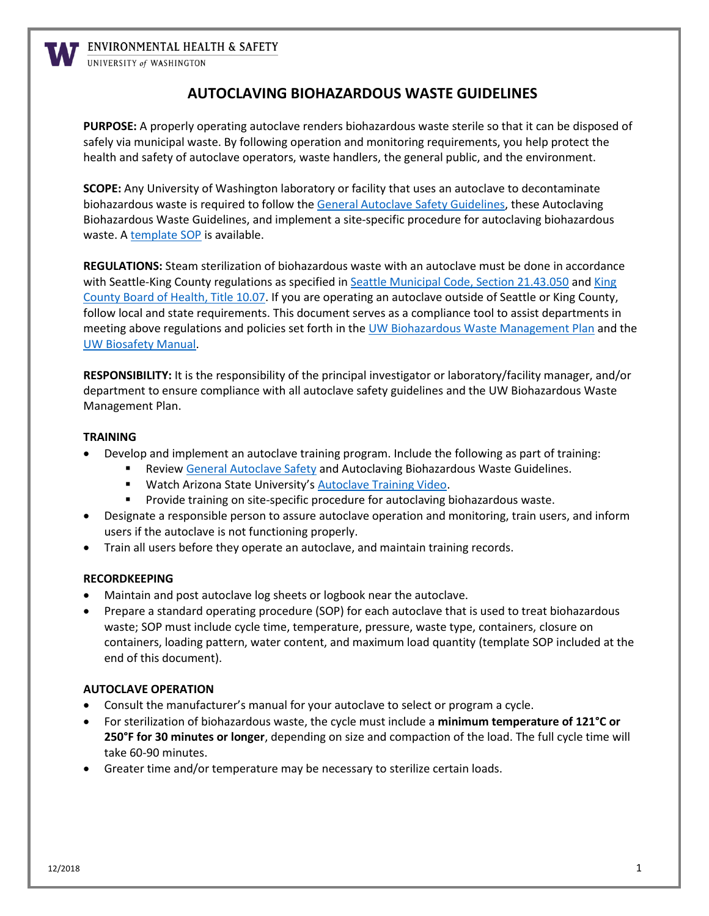ENVIRONMENTAL HEALTH & SAFETY
UNIVERSITY of WASHINGTON

# AUTOCLAVING BIOHAZARDOUS WASTE GUIDELINES

**PURPOSE:** A properly operating autoclave renders biohazardous waste sterile so that it can be disposed of safely via municipal waste. By following operation and monitoring requirements, you help protect the health and safety of autoclave operators, waste handlers, the general public, and the environment.

**SCOPE:** Any University of Washington laboratory or facility that uses an autoclave to decontaminate biohazardous waste is required to follow the General Autoclave Safety Guidelines, these Autoclaving Biohazardous Waste Guidelines, and implement a site-specific procedure for autoclaving biohazardous waste. A template SOP is available.

**REGULATIONS:** Steam sterilization of biohazardous waste with an autoclave must be done in accordance with Seattle-King County regulations as specified in Seattle Municipal Code, Section 21.43.050 and King County Board of Health, Title 10.07. If you are operating an autoclave outside of Seattle or King County, follow local and state requirements. This document serves as a compliance tool to assist departments in meeting above regulations and policies set forth in the UW Biohazardous Waste Management Plan and the UW Biosafety Manual.

**RESPONSIBILITY:** It is the responsibility of the principal investigator or laboratory/facility manager, and/or department to ensure compliance with all autoclave safety guidelines and the UW Biohazardous Waste Management Plan.

### TRAINING

- Develop and implement an autoclave training program. Include the following as part of training:
  - Review General Autoclave Safety and Autoclaving Biohazardous Waste Guidelines.
  - Watch Arizona State University's Autoclave Training Video.
  - Provide training on site-specific procedure for autoclaving biohazardous waste.
- Designate a responsible person to assure autoclave operation and monitoring, train users, and inform users if the autoclave is not functioning properly.
- Train all users before they operate an autoclave, and maintain training records.

### RECORDKEEPING

- Maintain and post autoclave log sheets or logbook near the autoclave.
- Prepare a standard operating procedure (SOP) for each autoclave that is used to treat biohazardous waste; SOP must include cycle time, temperature, pressure, waste type, containers, closure on containers, loading pattern, water content, and maximum load quantity (template SOP included at the end of this document).

### AUTOCLAVE OPERATION

- Consult the manufacturer's manual for your autoclave to select or program a cycle.
- For sterilization of biohazardous waste, the cycle must include a **minimum temperature of 121°C or 250°F for 30 minutes or longer**, depending on size and compaction of the load. The full cycle time will take 60-90 minutes.
- Greater time and/or temperature may be necessary to sterilize certain loads.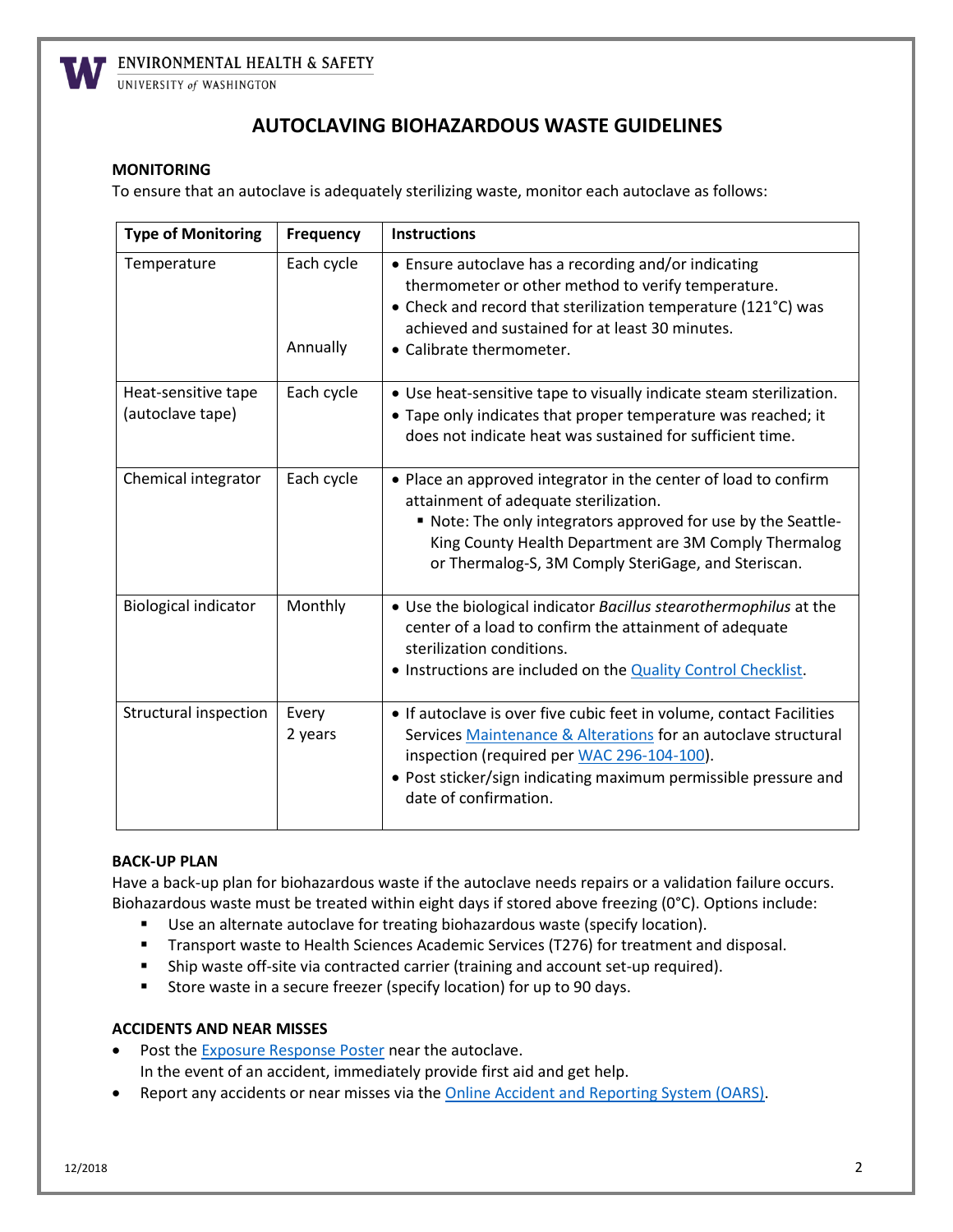## AUTOCLAVING BIOHAZARDOUS WASTE GUIDELINES

### MONITORING

To ensure that an autoclave is adequately sterilizing waste, monitor each autoclave as follows:

| Type of Monitoring | Frequency | Instructions |
|---|---|---|
| Temperature | Each cycle<br><br>Annually | • Ensure autoclave has a recording and/or indicating thermometer or other method to verify temperature.<br>• Check and record that sterilization temperature (121°C) was achieved and sustained for at least 30 minutes.<br>• Calibrate thermometer. |
| Heat-sensitive tape (autoclave tape) | Each cycle | • Use heat-sensitive tape to visually indicate steam sterilization.<br>• Tape only indicates that proper temperature was reached; it does not indicate heat was sustained for sufficient time. |
| Chemical integrator | Each cycle | • Place an approved integrator in the center of load to confirm attainment of adequate sterilization.<br>▪ Note: The only integrators approved for use by the Seattle-King County Health Department are 3M Comply Thermalog or Thermalog-S, 3M Comply SteriGage, and Steriscan. |
| Biological indicator | Monthly | • Use the biological indicator *Bacillus stearothermophilus* at the center of a load to confirm the attainment of adequate sterilization conditions.<br>• Instructions are included on the Quality Control Checklist. |
| Structural inspection | Every 2 years | • If autoclave is over five cubic feet in volume, contact Facilities Services Maintenance & Alterations for an autoclave structural inspection (required per WAC 296-104-100).<br>• Post sticker/sign indicating maximum permissible pressure and date of confirmation. |

### BACK-UP PLAN

Have a back-up plan for biohazardous waste if the autoclave needs repairs or a validation failure occurs. Biohazardous waste must be treated within eight days if stored above freezing (0°C). Options include:

- Use an alternate autoclave for treating biohazardous waste (specify location).
- Transport waste to Health Sciences Academic Services (T276) for treatment and disposal.
- Ship waste off-site via contracted carrier (training and account set-up required).
- Store waste in a secure freezer (specify location) for up to 90 days.

### ACCIDENTS AND NEAR MISSES

- Post the Exposure Response Poster near the autoclave.
  In the event of an accident, immediately provide first aid and get help.
- Report any accidents or near misses via the Online Accident and Reporting System (OARS).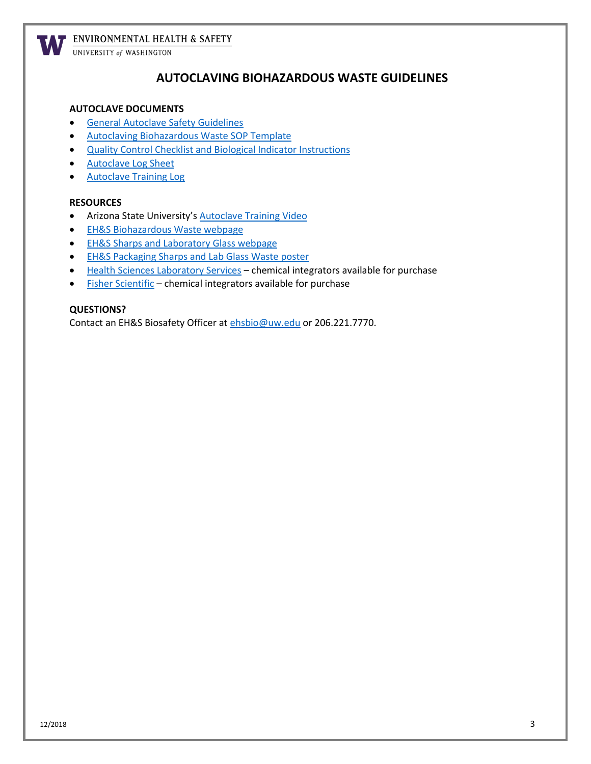# AUTOCLAVING BIOHAZARDOUS WASTE GUIDELINES

**AUTOCLAVE DOCUMENTS**

- General Autoclave Safety Guidelines
- Autoclaving Biohazardous Waste SOP Template
- Quality Control Checklist and Biological Indicator Instructions
- Autoclave Log Sheet
- Autoclave Training Log

**RESOURCES**

- Arizona State University's Autoclave Training Video
- EH&S Biohazardous Waste webpage
- EH&S Sharps and Laboratory Glass webpage
- EH&S Packaging Sharps and Lab Glass Waste poster
- Health Sciences Laboratory Services – chemical integrators available for purchase
- Fisher Scientific – chemical integrators available for purchase

**QUESTIONS?**

Contact an EH&S Biosafety Officer at ehsbio@uw.edu or 206.221.7770.